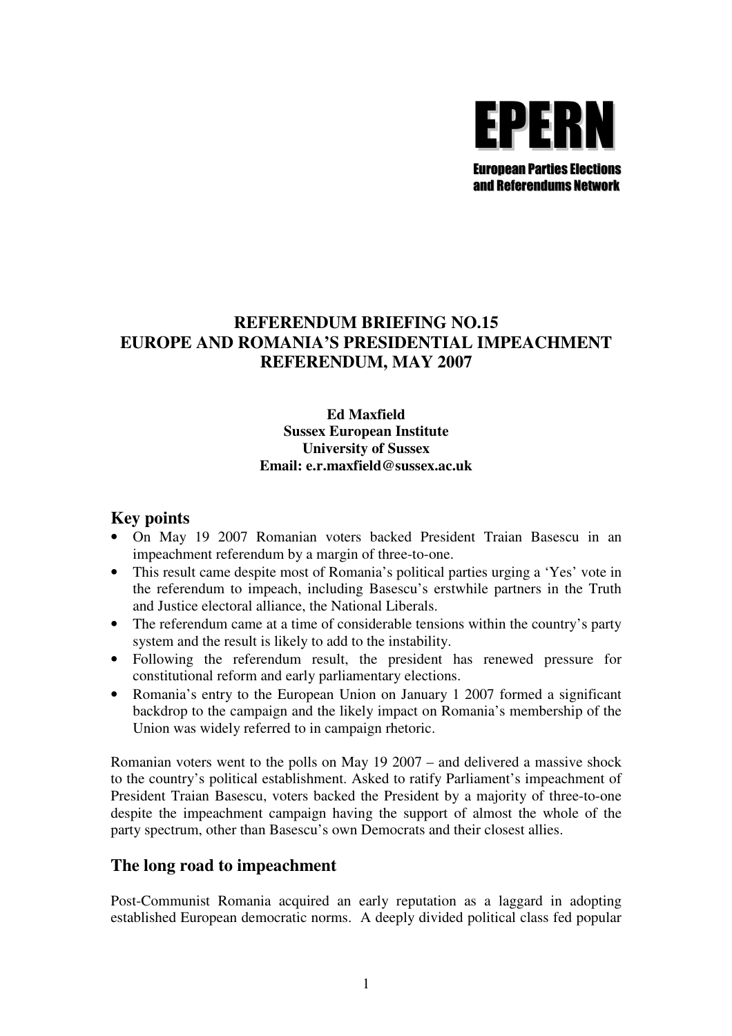**EPERN**

**European Parties Elections and Referendums Network**

# REFERENDUM BRIEFING NO.15
# EUROPE AND ROMANIA'S PRESIDENTIAL IMPEACHMENT REFERENDUM, MAY 2007

**Ed Maxfield**
**Sussex European Institute**
**University of Sussex**
**Email: e.r.maxfield@sussex.ac.uk**

## Key points

- On May 19 2007 Romanian voters backed President Traian Basescu in an impeachment referendum by a margin of three-to-one.
- This result came despite most of Romania's political parties urging a 'Yes' vote in the referendum to impeach, including Basescu's erstwhile partners in the Truth and Justice electoral alliance, the National Liberals.
- The referendum came at a time of considerable tensions within the country's party system and the result is likely to add to the instability.
- Following the referendum result, the president has renewed pressure for constitutional reform and early parliamentary elections.
- Romania's entry to the European Union on January 1 2007 formed a significant backdrop to the campaign and the likely impact on Romania's membership of the Union was widely referred to in campaign rhetoric.

Romanian voters went to the polls on May 19 2007 – and delivered a massive shock to the country's political establishment. Asked to ratify Parliament's impeachment of President Traian Basescu, voters backed the President by a majority of three-to-one despite the impeachment campaign having the support of almost the whole of the party spectrum, other than Basescu's own Democrats and their closest allies.

## The long road to impeachment

Post-Communist Romania acquired an early reputation as a laggard in adopting established European democratic norms. A deeply divided political class fed popular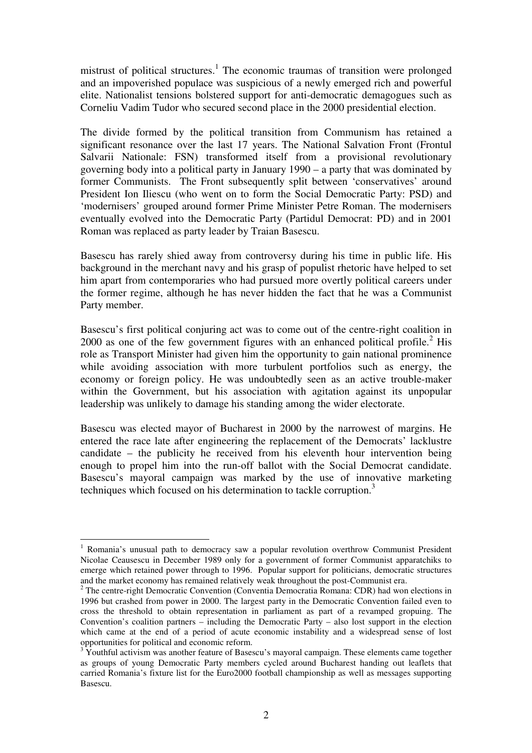mistrust of political structures.[1] The economic traumas of transition were prolonged and an impoverished populace was suspicious of a newly emerged rich and powerful elite. Nationalist tensions bolstered support for anti-democratic demagogues such as Corneliu Vadim Tudor who secured second place in the 2000 presidential election.

The divide formed by the political transition from Communism has retained a significant resonance over the last 17 years. The National Salvation Front (Frontul Salvarii Nationale: FSN) transformed itself from a provisional revolutionary governing body into a political party in January 1990 – a party that was dominated by former Communists. The Front subsequently split between 'conservatives' around President Ion Iliescu (who went on to form the Social Democratic Party: PSD) and 'modernisers' grouped around former Prime Minister Petre Roman. The modernisers eventually evolved into the Democratic Party (Partidul Democrat: PD) and in 2001 Roman was replaced as party leader by Traian Basescu.

Basescu has rarely shied away from controversy during his time in public life. His background in the merchant navy and his grasp of populist rhetoric have helped to set him apart from contemporaries who had pursued more overtly political careers under the former regime, although he has never hidden the fact that he was a Communist Party member.

Basescu's first political conjuring act was to come out of the centre-right coalition in 2000 as one of the few government figures with an enhanced political profile.[2] His role as Transport Minister had given him the opportunity to gain national prominence while avoiding association with more turbulent portfolios such as energy, the economy or foreign policy. He was undoubtedly seen as an active trouble-maker within the Government, but his association with agitation against its unpopular leadership was unlikely to damage his standing among the wider electorate.

Basescu was elected mayor of Bucharest in 2000 by the narrowest of margins. He entered the race late after engineering the replacement of the Democrats' lacklustre candidate – the publicity he received from his eleventh hour intervention being enough to propel him into the run-off ballot with the Social Democrat candidate. Basescu's mayoral campaign was marked by the use of innovative marketing techniques which focused on his determination to tackle corruption.[3]

---

[1] Romania's unusual path to democracy saw a popular revolution overthrow Communist President Nicolae Ceausescu in December 1989 only for a government of former Communist apparatchiks to emerge which retained power through to 1996. Popular support for politicians, democratic structures and the market economy has remained relatively weak throughout the post-Communist era.

[2] The centre-right Democratic Convention (Conventia Democratia Romana: CDR) had won elections in 1996 but crashed from power in 2000. The largest party in the Democratic Convention failed even to cross the threshold to obtain representation in parliament as part of a revamped gropuing. The Convention's coalition partners – including the Democratic Party – also lost support in the election which came at the end of a period of acute economic instability and a widespread sense of lost opportunities for political and economic reform.

[3] Youthful activism was another feature of Basescu's mayoral campaign. These elements came together as groups of young Democratic Party members cycled around Bucharest handing out leaflets that carried Romania's fixture list for the Euro2000 football championship as well as messages supporting Basescu.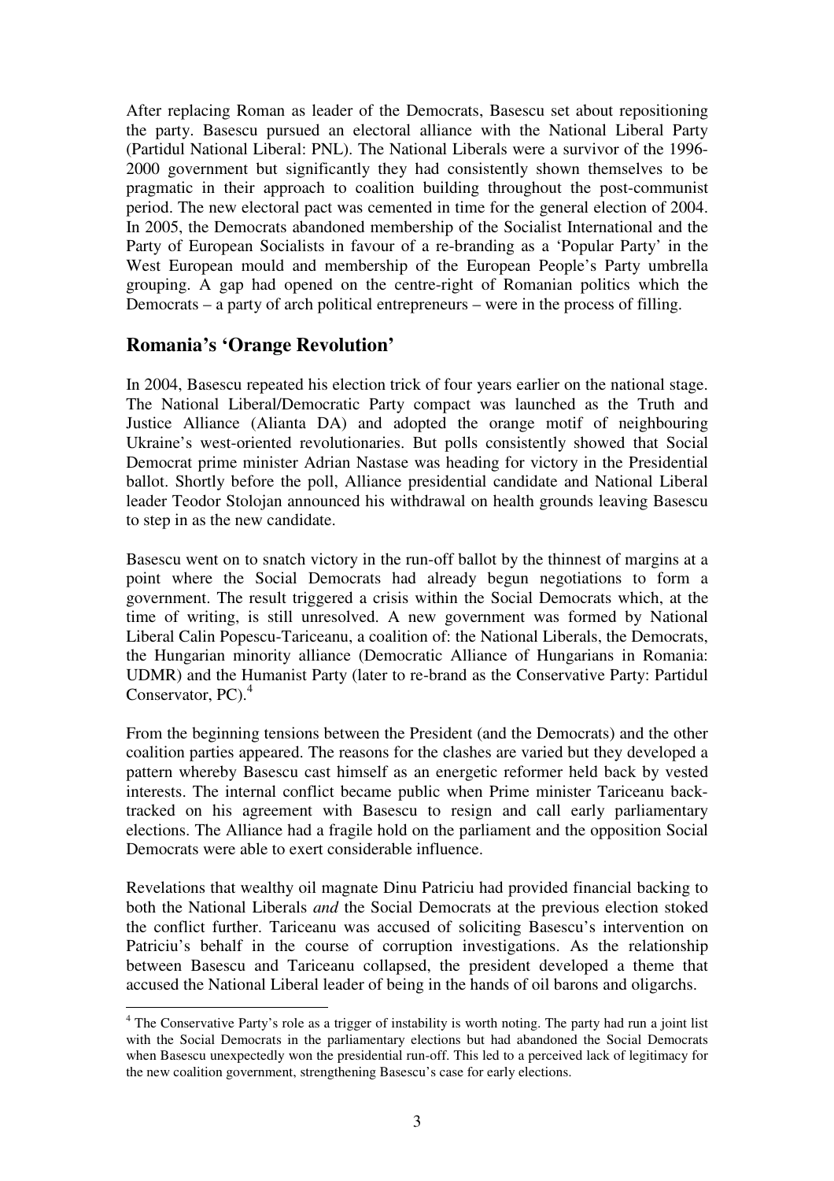After replacing Roman as leader of the Democrats, Basescu set about repositioning the party. Basescu pursued an electoral alliance with the National Liberal Party (Partidul National Liberal: PNL). The National Liberals were a survivor of the 1996-2000 government but significantly they had consistently shown themselves to be pragmatic in their approach to coalition building throughout the post-communist period. The new electoral pact was cemented in time for the general election of 2004. In 2005, the Democrats abandoned membership of the Socialist International and the Party of European Socialists in favour of a re-branding as a 'Popular Party' in the West European mould and membership of the European People's Party umbrella grouping. A gap had opened on the centre-right of Romanian politics which the Democrats – a party of arch political entrepreneurs – were in the process of filling.

## Romania's 'Orange Revolution'

In 2004, Basescu repeated his election trick of four years earlier on the national stage. The National Liberal/Democratic Party compact was launched as the Truth and Justice Alliance (Alianta DA) and adopted the orange motif of neighbouring Ukraine's west-oriented revolutionaries. But polls consistently showed that Social Democrat prime minister Adrian Nastase was heading for victory in the Presidential ballot. Shortly before the poll, Alliance presidential candidate and National Liberal leader Teodor Stolojan announced his withdrawal on health grounds leaving Basescu to step in as the new candidate.

Basescu went on to snatch victory in the run-off ballot by the thinnest of margins at a point where the Social Democrats had already begun negotiations to form a government. The result triggered a crisis within the Social Democrats which, at the time of writing, is still unresolved. A new government was formed by National Liberal Calin Popescu-Tariceanu, a coalition of: the National Liberals, the Democrats, the Hungarian minority alliance (Democratic Alliance of Hungarians in Romania: UDMR) and the Humanist Party (later to re-brand as the Conservative Party: Partidul Conservator, PC).[4]

From the beginning tensions between the President (and the Democrats) and the other coalition parties appeared. The reasons for the clashes are varied but they developed a pattern whereby Basescu cast himself as an energetic reformer held back by vested interests. The internal conflict became public when Prime minister Tariceanu back-tracked on his agreement with Basescu to resign and call early parliamentary elections. The Alliance had a fragile hold on the parliament and the opposition Social Democrats were able to exert considerable influence.

Revelations that wealthy oil magnate Dinu Patriciu had provided financial backing to both the National Liberals *and* the Social Democrats at the previous election stoked the conflict further. Tariceanu was accused of soliciting Basescu's intervention on Patriciu's behalf in the course of corruption investigations. As the relationship between Basescu and Tariceanu collapsed, the president developed a theme that accused the National Liberal leader of being in the hands of oil barons and oligarchs.

---

[4] The Conservative Party's role as a trigger of instability is worth noting. The party had run a joint list with the Social Democrats in the parliamentary elections but had abandoned the Social Democrats when Basescu unexpectedly won the presidential run-off. This led to a perceived lack of legitimacy for the new coalition government, strengthening Basescu's case for early elections.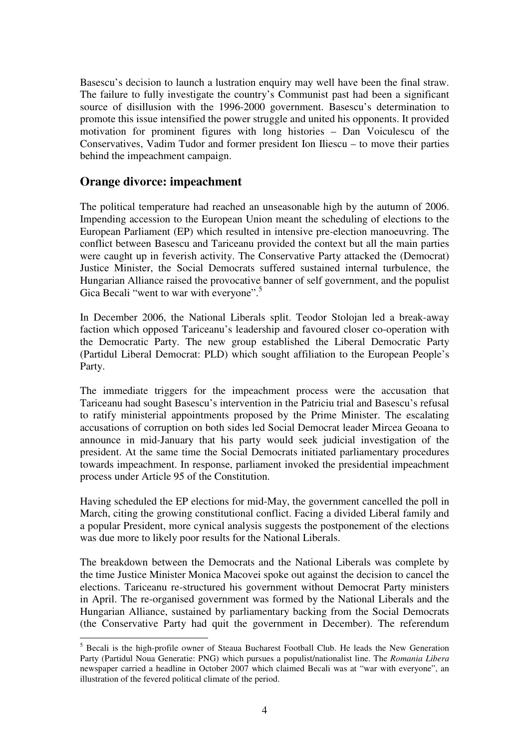Basescu's decision to launch a lustration enquiry may well have been the final straw. The failure to fully investigate the country's Communist past had been a significant source of disillusion with the 1996-2000 government. Basescu's determination to promote this issue intensified the power struggle and united his opponents. It provided motivation for prominent figures with long histories – Dan Voiculescu of the Conservatives, Vadim Tudor and former president Ion Iliescu – to move their parties behind the impeachment campaign.

## Orange divorce: impeachment

The political temperature had reached an unseasonable high by the autumn of 2006. Impending accession to the European Union meant the scheduling of elections to the European Parliament (EP) which resulted in intensive pre-election manoeuvring. The conflict between Basescu and Tariceanu provided the context but all the main parties were caught up in feverish activity. The Conservative Party attacked the (Democrat) Justice Minister, the Social Democrats suffered sustained internal turbulence, the Hungarian Alliance raised the provocative banner of self government, and the populist Gica Becali "went to war with everyone".[5]

In December 2006, the National Liberals split. Teodor Stolojan led a break-away faction which opposed Tariceanu's leadership and favoured closer co-operation with the Democratic Party. The new group established the Liberal Democratic Party (Partidul Liberal Democrat: PLD) which sought affiliation to the European People's Party.

The immediate triggers for the impeachment process were the accusation that Tariceanu had sought Basescu's intervention in the Patriciu trial and Basescu's refusal to ratify ministerial appointments proposed by the Prime Minister. The escalating accusations of corruption on both sides led Social Democrat leader Mircea Geoana to announce in mid-January that his party would seek judicial investigation of the president. At the same time the Social Democrats initiated parliamentary procedures towards impeachment. In response, parliament invoked the presidential impeachment process under Article 95 of the Constitution.

Having scheduled the EP elections for mid-May, the government cancelled the poll in March, citing the growing constitutional conflict. Facing a divided Liberal family and a popular President, more cynical analysis suggests the postponement of the elections was due more to likely poor results for the National Liberals.

The breakdown between the Democrats and the National Liberals was complete by the time Justice Minister Monica Macovei spoke out against the decision to cancel the elections. Tariceanu re-structured his government without Democrat Party ministers in April. The re-organised government was formed by the National Liberals and the Hungarian Alliance, sustained by parliamentary backing from the Social Democrats (the Conservative Party had quit the government in December). The referendum

---

[5] Becali is the high-profile owner of Steaua Bucharest Football Club. He leads the New Generation Party (Partidul Noua Generatie: PNG) which pursues a populist/nationalist line. The *Romania Libera* newspaper carried a headline in October 2007 which claimed Becali was at "war with everyone", an illustration of the fevered political climate of the period.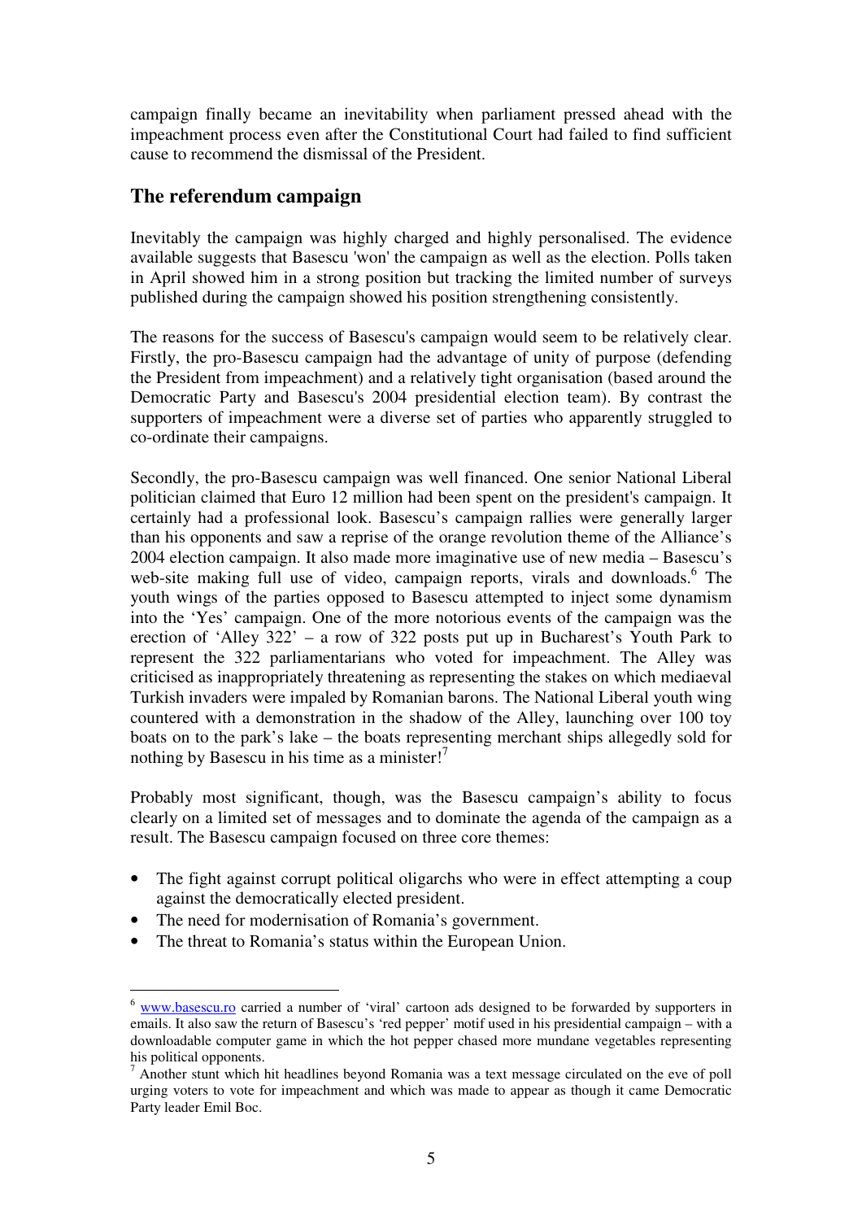campaign finally became an inevitability when parliament pressed ahead with the impeachment process even after the Constitutional Court had failed to find sufficient cause to recommend the dismissal of the President.

## The referendum campaign

Inevitably the campaign was highly charged and highly personalised. The evidence available suggests that Basescu 'won' the campaign as well as the election. Polls taken in April showed him in a strong position but tracking the limited number of surveys published during the campaign showed his position strengthening consistently.

The reasons for the success of Basescu's campaign would seem to be relatively clear. Firstly, the pro-Basescu campaign had the advantage of unity of purpose (defending the President from impeachment) and a relatively tight organisation (based around the Democratic Party and Basescu's 2004 presidential election team). By contrast the supporters of impeachment were a diverse set of parties who apparently struggled to co-ordinate their campaigns.

Secondly, the pro-Basescu campaign was well financed. One senior National Liberal politician claimed that Euro 12 million had been spent on the president's campaign. It certainly had a professional look. Basescu's campaign rallies were generally larger than his opponents and saw a reprise of the orange revolution theme of the Alliance's 2004 election campaign. It also made more imaginative use of new media – Basescu's web-site making full use of video, campaign reports, virals and downloads.[6] The youth wings of the parties opposed to Basescu attempted to inject some dynamism into the 'Yes' campaign. One of the more notorious events of the campaign was the erection of 'Alley 322' – a row of 322 posts put up in Bucharest's Youth Park to represent the 322 parliamentarians who voted for impeachment. The Alley was criticised as inappropriately threatening as representing the stakes on which mediaeval Turkish invaders were impaled by Romanian barons. The National Liberal youth wing countered with a demonstration in the shadow of the Alley, launching over 100 toy boats on to the park's lake – the boats representing merchant ships allegedly sold for nothing by Basescu in his time as a minister![7]

Probably most significant, though, was the Basescu campaign's ability to focus clearly on a limited set of messages and to dominate the agenda of the campaign as a result. The Basescu campaign focused on three core themes:

- The fight against corrupt political oligarchs who were in effect attempting a coup against the democratically elected president.
- The need for modernisation of Romania's government.
- The threat to Romania's status within the European Union.

---

[6] www.basescu.ro carried a number of 'viral' cartoon ads designed to be forwarded by supporters in emails. It also saw the return of Basescu's 'red pepper' motif used in his presidential campaign – with a downloadable computer game in which the hot pepper chased more mundane vegetables representing his political opponents.

[7] Another stunt which hit headlines beyond Romania was a text message circulated on the eve of poll urging voters to vote for impeachment and which was made to appear as though it came Democratic Party leader Emil Boc.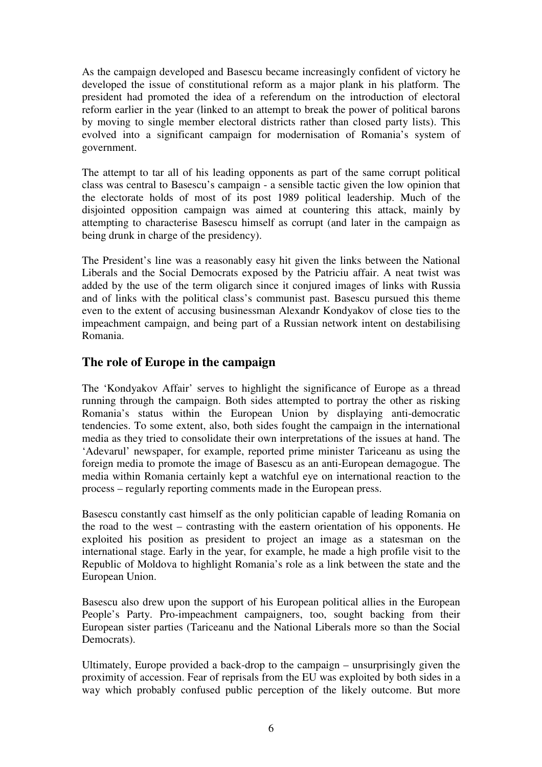As the campaign developed and Basescu became increasingly confident of victory he developed the issue of constitutional reform as a major plank in his platform. The president had promoted the idea of a referendum on the introduction of electoral reform earlier in the year (linked to an attempt to break the power of political barons by moving to single member electoral districts rather than closed party lists). This evolved into a significant campaign for modernisation of Romania's system of government.

The attempt to tar all of his leading opponents as part of the same corrupt political class was central to Basescu's campaign - a sensible tactic given the low opinion that the electorate holds of most of its post 1989 political leadership. Much of the disjointed opposition campaign was aimed at countering this attack, mainly by attempting to characterise Basescu himself as corrupt (and later in the campaign as being drunk in charge of the presidency).

The President's line was a reasonably easy hit given the links between the National Liberals and the Social Democrats exposed by the Patriciu affair. A neat twist was added by the use of the term oligarch since it conjured images of links with Russia and of links with the political class's communist past. Basescu pursued this theme even to the extent of accusing businessman Alexandr Kondyakov of close ties to the impeachment campaign, and being part of a Russian network intent on destabilising Romania.

## The role of Europe in the campaign

The 'Kondyakov Affair' serves to highlight the significance of Europe as a thread running through the campaign. Both sides attempted to portray the other as risking Romania's status within the European Union by displaying anti-democratic tendencies. To some extent, also, both sides fought the campaign in the international media as they tried to consolidate their own interpretations of the issues at hand. The 'Adevarul' newspaper, for example, reported prime minister Tariceanu as using the foreign media to promote the image of Basescu as an anti-European demagogue. The media within Romania certainly kept a watchful eye on international reaction to the process – regularly reporting comments made in the European press.

Basescu constantly cast himself as the only politician capable of leading Romania on the road to the west – contrasting with the eastern orientation of his opponents. He exploited his position as president to project an image as a statesman on the international stage. Early in the year, for example, he made a high profile visit to the Republic of Moldova to highlight Romania's role as a link between the state and the European Union.

Basescu also drew upon the support of his European political allies in the European People's Party. Pro-impeachment campaigners, too, sought backing from their European sister parties (Tariceanu and the National Liberals more so than the Social Democrats).

Ultimately, Europe provided a back-drop to the campaign – unsurprisingly given the proximity of accession. Fear of reprisals from the EU was exploited by both sides in a way which probably confused public perception of the likely outcome. But more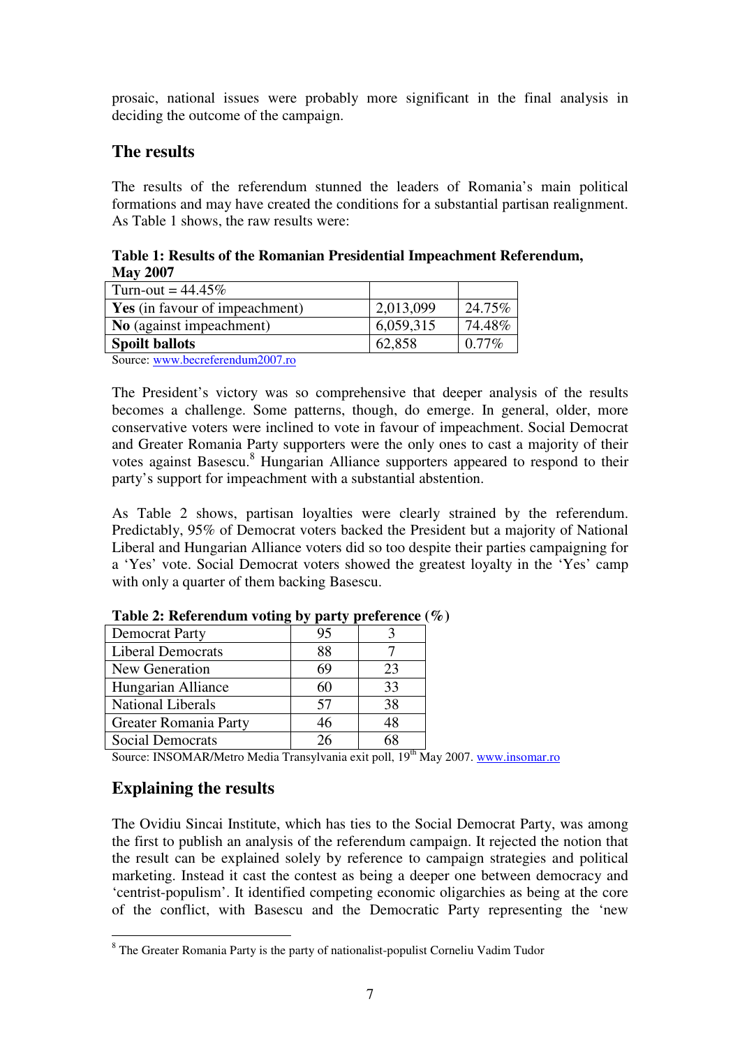prosaic, national issues were probably more significant in the final analysis in deciding the outcome of the campaign.

## The results

The results of the referendum stunned the leaders of Romania's main political formations and may have created the conditions for a substantial partisan realignment. As Table 1 shows, the raw results were:

**Table 1: Results of the Romanian Presidential Impeachment Referendum, May 2007**

| Turn-out = 44.45% | | |
|---|---|---|
| **Yes** (in favour of impeachment) | 2,013,099 | 24.75% |
| **No** (against impeachment) | 6,059,315 | 74.48% |
| **Spoilt ballots** | 62,858 | 0.77% |

Source: www.becreferendum2007.ro

The President's victory was so comprehensive that deeper analysis of the results becomes a challenge. Some patterns, though, do emerge. In general, older, more conservative voters were inclined to vote in favour of impeachment. Social Democrat and Greater Romania Party supporters were the only ones to cast a majority of their votes against Basescu.[8] Hungarian Alliance supporters appeared to respond to their party's support for impeachment with a substantial abstention.

As Table 2 shows, partisan loyalties were clearly strained by the referendum. Predictably, 95% of Democrat voters backed the President but a majority of National Liberal and Hungarian Alliance voters did so too despite their parties campaigning for a 'Yes' vote. Social Democrat voters showed the greatest loyalty in the 'Yes' camp with only a quarter of them backing Basescu.

**Table 2: Referendum voting by party preference (%)**

| | | |
|---|---|---|
| Democrat Party | 95 | 3 |
| Liberal Democrats | 88 | 7 |
| New Generation | 69 | 23 |
| Hungarian Alliance | 60 | 33 |
| National Liberals | 57 | 38 |
| Greater Romania Party | 46 | 48 |
| Social Democrats | 26 | 68 |

Source: INSOMAR/Metro Media Transylvania exit poll, 19th May 2007. www.insomar.ro

## Explaining the results

The Ovidiu Sincai Institute, which has ties to the Social Democrat Party, was among the first to publish an analysis of the referendum campaign. It rejected the notion that the result can be explained solely by reference to campaign strategies and political marketing. Instead it cast the contest as being a deeper one between democracy and 'centrist-populism'. It identified competing economic oligarchies as being at the core of the conflict, with Basescu and the Democratic Party representing the 'new

[8] The Greater Romania Party is the party of nationalist-populist Corneliu Vadim Tudor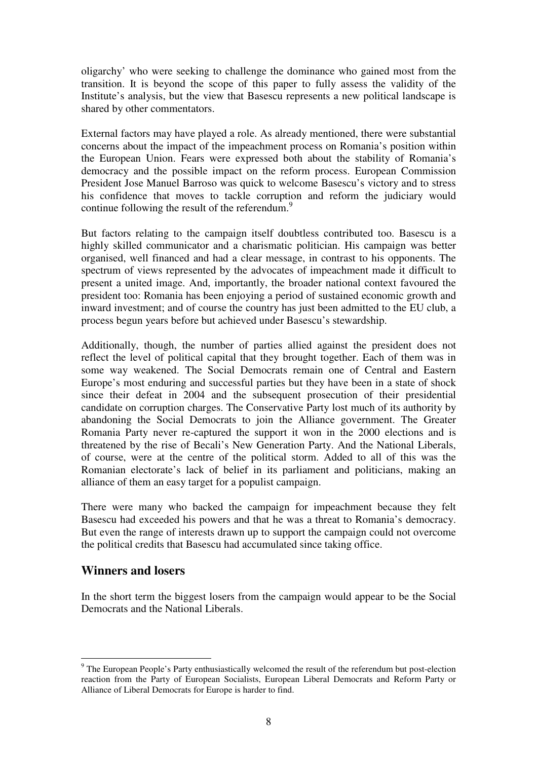oligarchy' who were seeking to challenge the dominance who gained most from the transition. It is beyond the scope of this paper to fully assess the validity of the Institute's analysis, but the view that Basescu represents a new political landscape is shared by other commentators.

External factors may have played a role. As already mentioned, there were substantial concerns about the impact of the impeachment process on Romania's position within the European Union. Fears were expressed both about the stability of Romania's democracy and the possible impact on the reform process. European Commission President Jose Manuel Barroso was quick to welcome Basescu's victory and to stress his confidence that moves to tackle corruption and reform the judiciary would continue following the result of the referendum.[9]

But factors relating to the campaign itself doubtless contributed too. Basescu is a highly skilled communicator and a charismatic politician. His campaign was better organised, well financed and had a clear message, in contrast to his opponents. The spectrum of views represented by the advocates of impeachment made it difficult to present a united image. And, importantly, the broader national context favoured the president too: Romania has been enjoying a period of sustained economic growth and inward investment; and of course the country has just been admitted to the EU club, a process begun years before but achieved under Basescu's stewardship.

Additionally, though, the number of parties allied against the president does not reflect the level of political capital that they brought together. Each of them was in some way weakened. The Social Democrats remain one of Central and Eastern Europe's most enduring and successful parties but they have been in a state of shock since their defeat in 2004 and the subsequent prosecution of their presidential candidate on corruption charges. The Conservative Party lost much of its authority by abandoning the Social Democrats to join the Alliance government. The Greater Romania Party never re-captured the support it won in the 2000 elections and is threatened by the rise of Becali's New Generation Party. And the National Liberals, of course, were at the centre of the political storm. Added to all of this was the Romanian electorate's lack of belief in its parliament and politicians, making an alliance of them an easy target for a populist campaign.

There were many who backed the campaign for impeachment because they felt Basescu had exceeded his powers and that he was a threat to Romania's democracy. But even the range of interests drawn up to support the campaign could not overcome the political credits that Basescu had accumulated since taking office.

## Winners and losers

In the short term the biggest losers from the campaign would appear to be the Social Democrats and the National Liberals.

---

[9] The European People's Party enthusiastically welcomed the result of the referendum but post-election reaction from the Party of European Socialists, European Liberal Democrats and Reform Party or Alliance of Liberal Democrats for Europe is harder to find.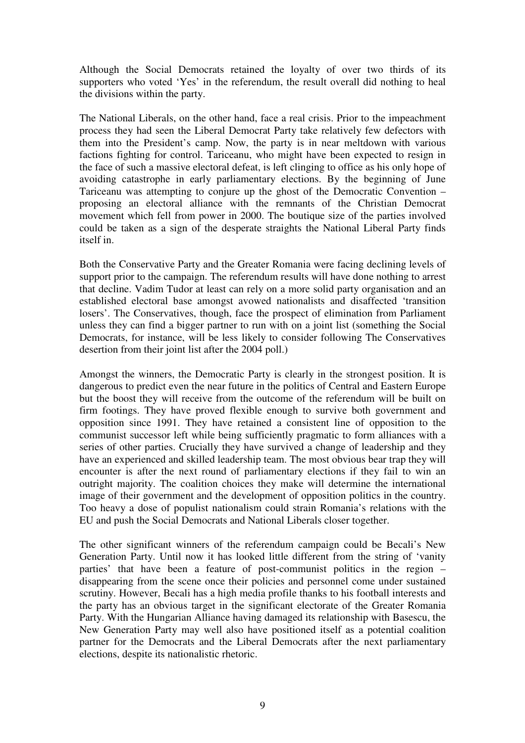Although the Social Democrats retained the loyalty of over two thirds of its supporters who voted 'Yes' in the referendum, the result overall did nothing to heal the divisions within the party.

The National Liberals, on the other hand, face a real crisis. Prior to the impeachment process they had seen the Liberal Democrat Party take relatively few defectors with them into the President's camp. Now, the party is in near meltdown with various factions fighting for control. Tariceanu, who might have been expected to resign in the face of such a massive electoral defeat, is left clinging to office as his only hope of avoiding catastrophe in early parliamentary elections. By the beginning of June Tariceanu was attempting to conjure up the ghost of the Democratic Convention – proposing an electoral alliance with the remnants of the Christian Democrat movement which fell from power in 2000. The boutique size of the parties involved could be taken as a sign of the desperate straights the National Liberal Party finds itself in.

Both the Conservative Party and the Greater Romania were facing declining levels of support prior to the campaign. The referendum results will have done nothing to arrest that decline. Vadim Tudor at least can rely on a more solid party organisation and an established electoral base amongst avowed nationalists and disaffected 'transition losers'. The Conservatives, though, face the prospect of elimination from Parliament unless they can find a bigger partner to run with on a joint list (something the Social Democrats, for instance, will be less likely to consider following The Conservatives desertion from their joint list after the 2004 poll.)

Amongst the winners, the Democratic Party is clearly in the strongest position. It is dangerous to predict even the near future in the politics of Central and Eastern Europe but the boost they will receive from the outcome of the referendum will be built on firm footings. They have proved flexible enough to survive both government and opposition since 1991. They have retained a consistent line of opposition to the communist successor left while being sufficiently pragmatic to form alliances with a series of other parties. Crucially they have survived a change of leadership and they have an experienced and skilled leadership team. The most obvious bear trap they will encounter is after the next round of parliamentary elections if they fail to win an outright majority. The coalition choices they make will determine the international image of their government and the development of opposition politics in the country. Too heavy a dose of populist nationalism could strain Romania's relations with the EU and push the Social Democrats and National Liberals closer together.

The other significant winners of the referendum campaign could be Becali's New Generation Party. Until now it has looked little different from the string of 'vanity parties' that have been a feature of post-communist politics in the region – disappearing from the scene once their policies and personnel come under sustained scrutiny. However, Becali has a high media profile thanks to his football interests and the party has an obvious target in the significant electorate of the Greater Romania Party. With the Hungarian Alliance having damaged its relationship with Basescu, the New Generation Party may well also have positioned itself as a potential coalition partner for the Democrats and the Liberal Democrats after the next parliamentary elections, despite its nationalistic rhetoric.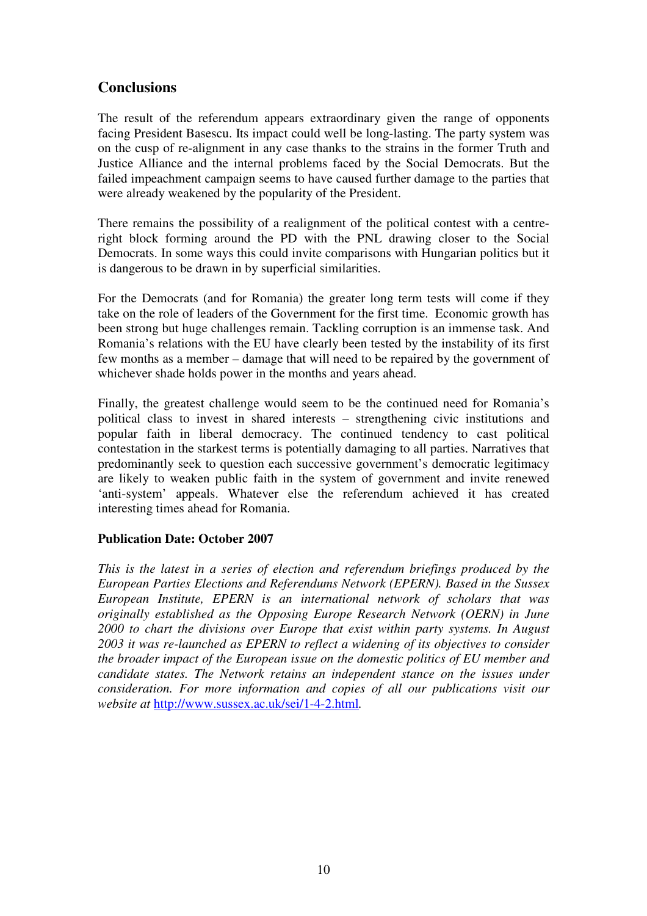## Conclusions

The result of the referendum appears extraordinary given the range of opponents facing President Basescu. Its impact could well be long-lasting. The party system was on the cusp of re-alignment in any case thanks to the strains in the former Truth and Justice Alliance and the internal problems faced by the Social Democrats. But the failed impeachment campaign seems to have caused further damage to the parties that were already weakened by the popularity of the President.

There remains the possibility of a realignment of the political contest with a centre-right block forming around the PD with the PNL drawing closer to the Social Democrats. In some ways this could invite comparisons with Hungarian politics but it is dangerous to be drawn in by superficial similarities.

For the Democrats (and for Romania) the greater long term tests will come if they take on the role of leaders of the Government for the first time. Economic growth has been strong but huge challenges remain. Tackling corruption is an immense task. And Romania's relations with the EU have clearly been tested by the instability of its first few months as a member – damage that will need to be repaired by the government of whichever shade holds power in the months and years ahead.

Finally, the greatest challenge would seem to be the continued need for Romania's political class to invest in shared interests – strengthening civic institutions and popular faith in liberal democracy. The continued tendency to cast political contestation in the starkest terms is potentially damaging to all parties. Narratives that predominantly seek to question each successive government's democratic legitimacy are likely to weaken public faith in the system of government and invite renewed 'anti-system' appeals. Whatever else the referendum achieved it has created interesting times ahead for Romania.

**Publication Date: October 2007**

*This is the latest in a series of election and referendum briefings produced by the European Parties Elections and Referendums Network (EPERN). Based in the Sussex European Institute, EPERN is an international network of scholars that was originally established as the Opposing Europe Research Network (OERN) in June 2000 to chart the divisions over Europe that exist within party systems. In August 2003 it was re-launched as EPERN to reflect a widening of its objectives to consider the broader impact of the European issue on the domestic politics of EU member and candidate states. The Network retains an independent stance on the issues under consideration. For more information and copies of all our publications visit our website at* http://www.sussex.ac.uk/sei/1-4-2.html.